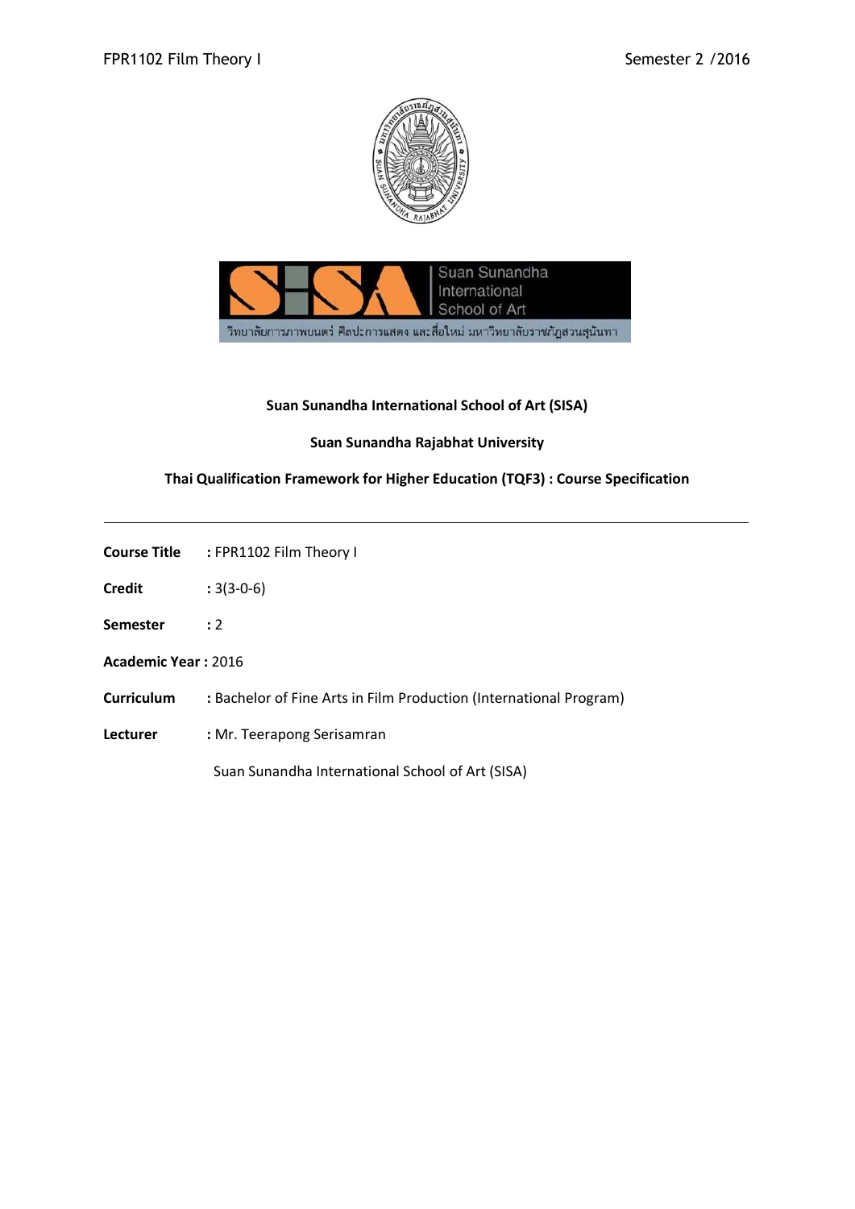**Suan Sunandha International School of Art (SISA)**

**Suan Sunandha Rajabhat University**

**Thai Qualification Framework for Higher Education (TQF3) : Course Specification**

---

**Course Title** : FPR1102 Film Theory I

**Credit** : 3(3-0-6)

**Semester** : 2

**Academic Year :** 2016

**Curriculum** : Bachelor of Fine Arts in Film Production (International Program)

**Lecturer** : Mr. Teerapong Serisamran

Suan Sunandha International School of Art (SISA)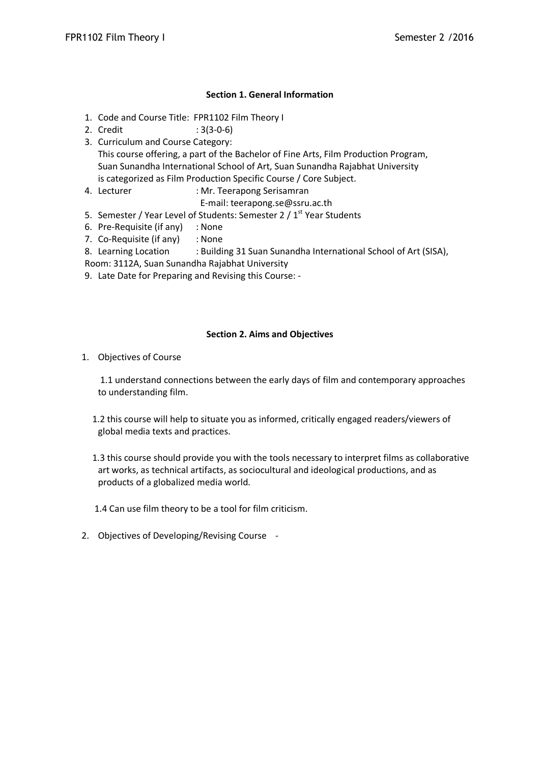### Section 1. General Information

1. Code and Course Title: FPR1102 Film Theory I
2. Credit : 3(3-0-6)
3. Curriculum and Course Category:
   This course offering, a part of the Bachelor of Fine Arts, Film Production Program, Suan Sunandha International School of Art, Suan Sunandha Rajabhat University is categorized as Film Production Specific Course / Core Subject.
4. Lecturer : Mr. Teerapong Serisamran
   E-mail: teerapong.se@ssru.ac.th
5. Semester / Year Level of Students: Semester 2 / 1st Year Students
6. Pre-Requisite (if any) : None
7. Co-Requisite (if any) : None
8. Learning Location : Building 31 Suan Sunandha International School of Art (SISA), Room: 3112A, Suan Sunandha Rajabhat University
9. Late Date for Preparing and Revising this Course: -

### Section 2. Aims and Objectives

1. Objectives of Course

   1.1 understand connections between the early days of film and contemporary approaches to understanding film.

   1.2 this course will help to situate you as informed, critically engaged readers/viewers of global media texts and practices.

   1.3 this course should provide you with the tools necessary to interpret films as collaborative art works, as technical artifacts, as sociocultural and ideological productions, and as products of a globalized media world.

   1.4 Can use film theory to be a tool for film criticism.

2. Objectives of Developing/Revising Course -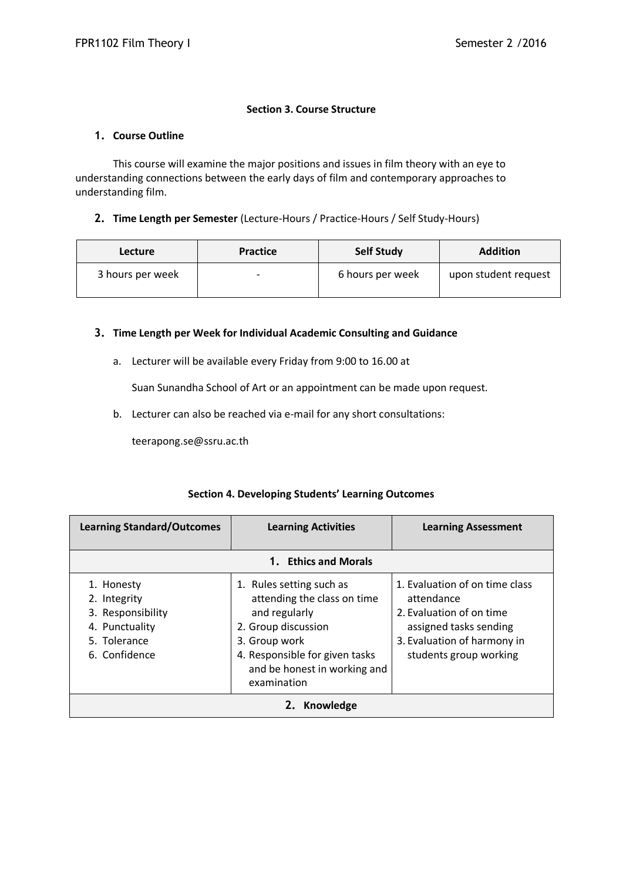## Section 3. Course Structure

### 1. Course Outline

This course will examine the major positions and issues in film theory with an eye to understanding connections between the early days of film and contemporary approaches to understanding film.

### 2. Time Length per Semester (Lecture-Hours / Practice-Hours / Self Study-Hours)

| Lecture | Practice | Self Study | Addition |
|---|---|---|---|
| 3 hours per week | - | 6 hours per week | upon student request |

### 3. Time Length per Week for Individual Academic Consulting and Guidance

a. Lecturer will be available every Friday from 9:00 to 16.00 at

   Suan Sunandha School of Art or an appointment can be made upon request.

b. Lecturer can also be reached via e-mail for any short consultations:

   teerapong.se@ssru.ac.th

## Section 4. Developing Students' Learning Outcomes

| Learning Standard/Outcomes | Learning Activities | Learning Assessment |
|---|---|---|
| **1. Ethics and Morals** | | |
| 1. Honesty<br>2. Integrity<br>3. Responsibility<br>4. Punctuality<br>5. Tolerance<br>6. Confidence | 1. Rules setting such as attending the class on time and regularly<br>2. Group discussion<br>3. Group work<br>4. Responsible for given tasks and be honest in working and examination | 1. Evaluation of on time class attendance<br>2. Evaluation of on time assigned tasks sending<br>3. Evaluation of harmony in students group working |
| **2. Knowledge** | | |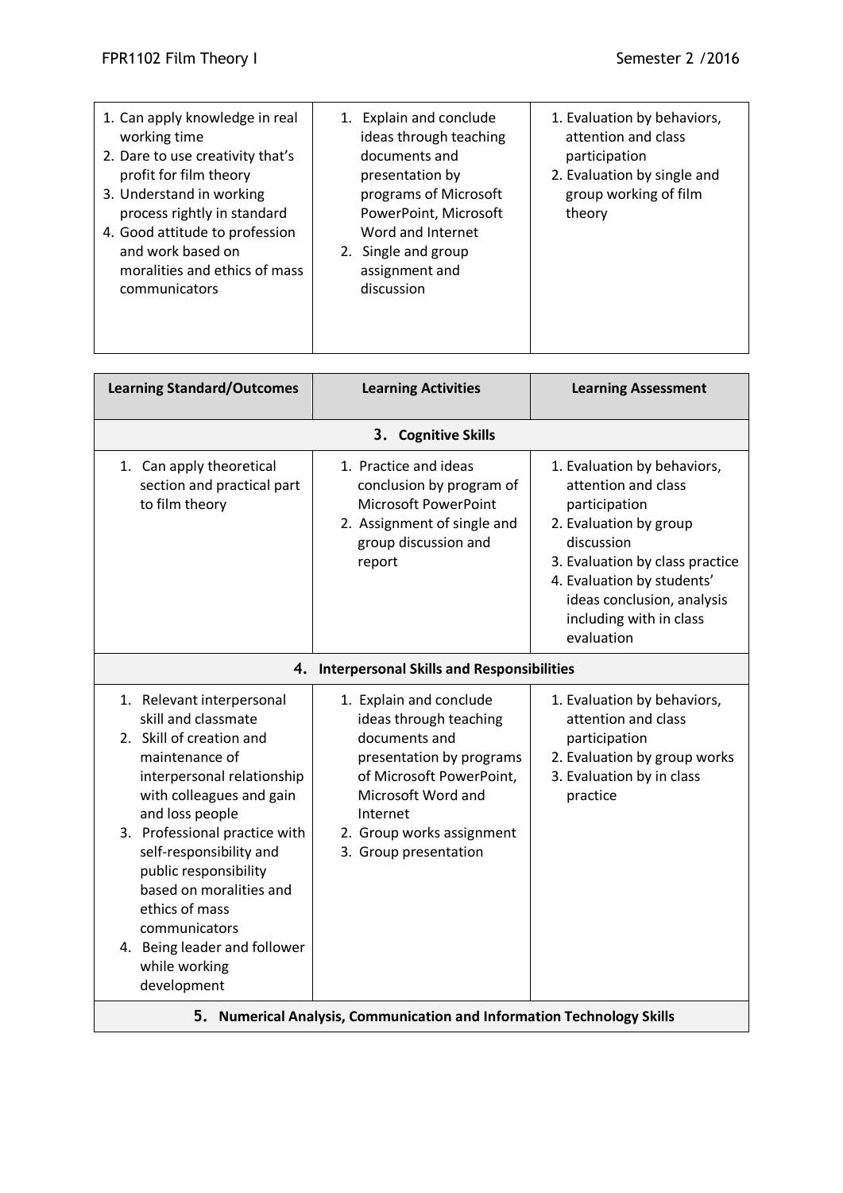| | | |
|---|---|---|
| 1. Can apply knowledge in real working time<br>2. Dare to use creativity that's profit for film theory<br>3. Understand in working process rightly in standard<br>4. Good attitude to profession and work based on moralities and ethics of mass communicators | 1. Explain and conclude ideas through teaching documents and presentation by programs of Microsoft PowerPoint, Microsoft Word and Internet<br>2. Single and group assignment and discussion | 1. Evaluation by behaviors, attention and class participation<br>2. Evaluation by single and group working of film theory |

| Learning Standard/Outcomes | Learning Activities | Learning Assessment |
|---|---|---|
| **3. Cognitive Skills** | | |
| 1. Can apply theoretical section and practical part to film theory | 1. Practice and ideas conclusion by program of Microsoft PowerPoint<br>2. Assignment of single and group discussion and report | 1. Evaluation by behaviors, attention and class participation<br>2. Evaluation by group discussion<br>3. Evaluation by class practice<br>4. Evaluation by students' ideas conclusion, analysis including with in class evaluation |
| **4. Interpersonal Skills and Responsibilities** | | |
| 1. Relevant interpersonal skill and classmate<br>2. Skill of creation and maintenance of interpersonal relationship with colleagues and gain and loss people<br>3. Professional practice with self-responsibility and public responsibility based on moralities and ethics of mass communicators<br>4. Being leader and follower while working development | 1. Explain and conclude ideas through teaching documents and presentation by programs of Microsoft PowerPoint, Microsoft Word and Internet<br>2. Group works assignment<br>3. Group presentation | 1. Evaluation by behaviors, attention and class participation<br>2. Evaluation by group works<br>3. Evaluation by in class practice |
| **5. Numerical Analysis, Communication and Information Technology Skills** | | |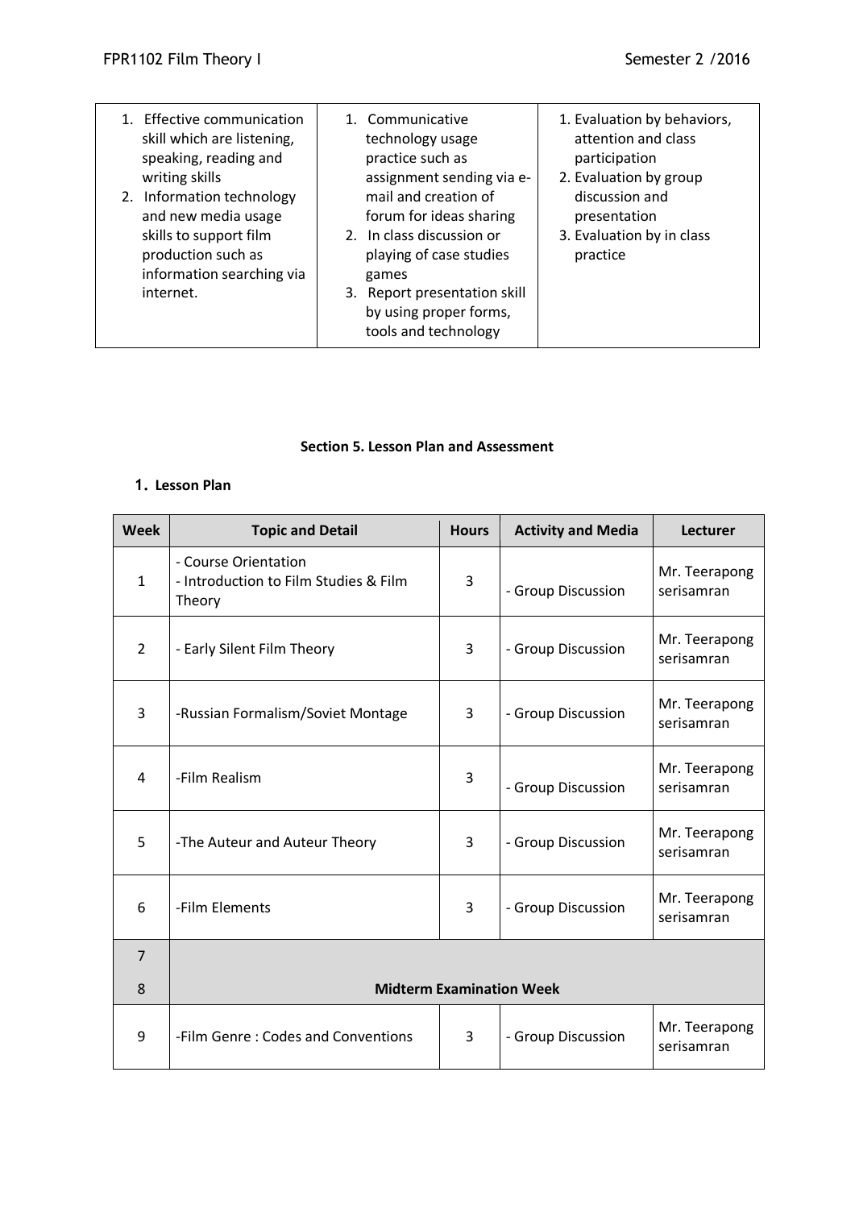| 1. Effective communication skill which are listening, speaking, reading and writing skills<br>2. Information technology and new media usage skills to support film production such as information searching via internet. | 1. Communicative technology usage practice such as assignment sending via e-mail and creation of forum for ideas sharing<br>2. In class discussion or playing of case studies games<br>3. Report presentation skill by using proper forms, tools and technology | 1. Evaluation by behaviors, attention and class participation<br>2. Evaluation by group discussion and presentation<br>3. Evaluation by in class practice |
|---|---|---|

**Section 5. Lesson Plan and Assessment**

**1. Lesson Plan**

| Week | Topic and Detail | Hours | Activity and Media | Lecturer |
|---|---|---|---|---|
| 1 | - Course Orientation<br>- Introduction to Film Studies & Film Theory | 3 | - Group Discussion | Mr. Teerapong serisamran |
| 2 | - Early Silent Film Theory | 3 | - Group Discussion | Mr. Teerapong serisamran |
| 3 | -Russian Formalism/Soviet Montage | 3 | - Group Discussion | Mr. Teerapong serisamran |
| 4 | -Film Realism | 3 | - Group Discussion | Mr. Teerapong serisamran |
| 5 | -The Auteur and Auteur Theory | 3 | - Group Discussion | Mr. Teerapong serisamran |
| 6 | -Film Elements | 3 | - Group Discussion | Mr. Teerapong serisamran |
| 7<br>8 | **Midterm Examination Week** | | | |
| 9 | -Film Genre : Codes and Conventions | 3 | - Group Discussion | Mr. Teerapong serisamran |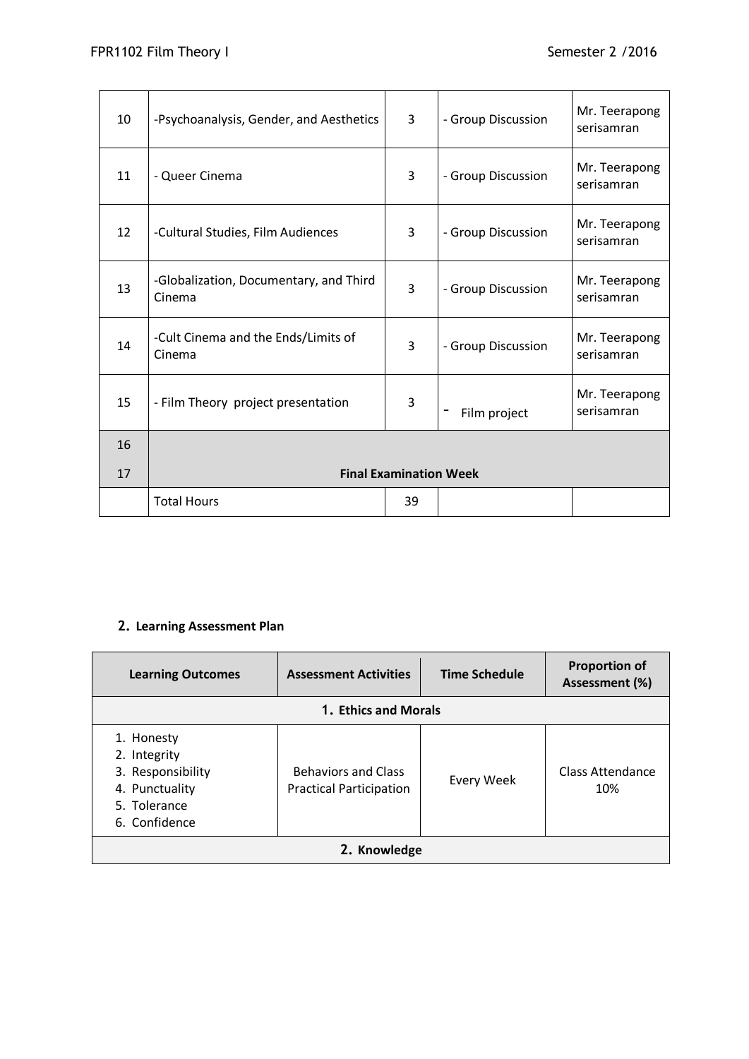| 10 | -Psychoanalysis, Gender, and Aesthetics | 3 | - Group Discussion | Mr. Teerapong serisamran |
|---|---|---|---|---|
| 11 | - Queer Cinema | 3 | - Group Discussion | Mr. Teerapong serisamran |
| 12 | -Cultural Studies, Film Audiences | 3 | - Group Discussion | Mr. Teerapong serisamran |
| 13 | -Globalization, Documentary, and Third Cinema | 3 | - Group Discussion | Mr. Teerapong serisamran |
| 14 | -Cult Cinema and the Ends/Limits of Cinema | 3 | - Group Discussion | Mr. Teerapong serisamran |
| 15 | - Film Theory project presentation | 3 | - Film project | Mr. Teerapong serisamran |
| 16 | | | | |
| 17 | **Final Examination Week** | | | |
| | Total Hours | 39 | | |

## 2. Learning Assessment Plan

| Learning Outcomes | Assessment Activities | Time Schedule | Proportion of Assessment (%) |
|---|---|---|---|
| **1. Ethics and Morals** | | | |
| 1. Honesty<br>2. Integrity<br>3. Responsibility<br>4. Punctuality<br>5. Tolerance<br>6. Confidence | Behaviors and Class Practical Participation | Every Week | Class Attendance 10% |
| **2. Knowledge** | | | |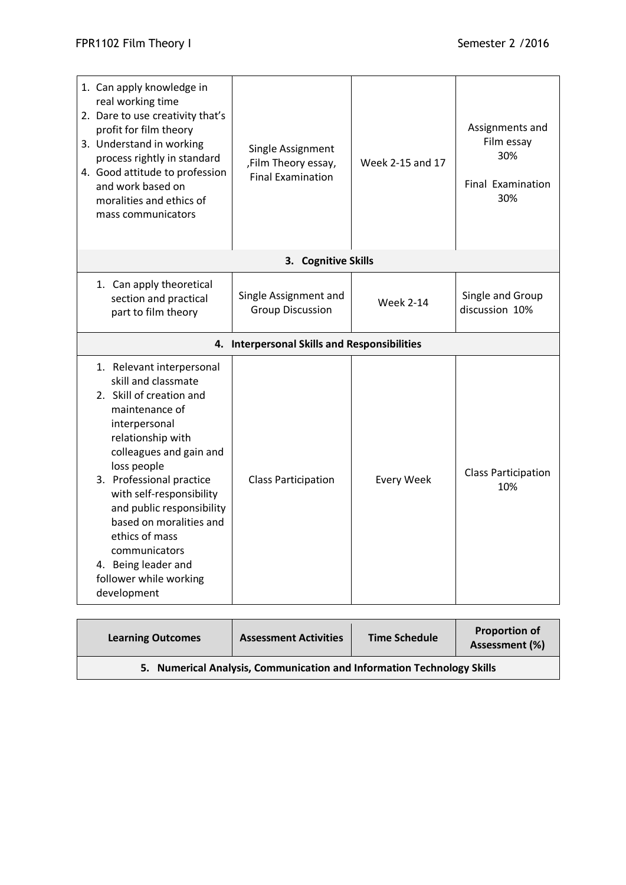| Learning Outcomes | Assessment Activities | Time Schedule | Proportion of Assessment (%) |
|---|---|---|---|
| 1. Can apply knowledge in real working time<br>2. Dare to use creativity that's profit for film theory<br>3. Understand in working process rightly in standard<br>4. Good attitude to profession and work based on moralities and ethics of mass communicators | Single Assignment ,Film Theory essay, Final Examination | Week 2-15 and 17 | Assignments and Film essay 30%<br><br>Final Examination 30% |
| **3. Cognitive Skills** | | | |
| 1. Can apply theoretical section and practical part to film theory | Single Assignment and Group Discussion | Week 2-14 | Single and Group discussion 10% |
| **4. Interpersonal Skills and Responsibilities** | | | |
| 1. Relevant interpersonal skill and classmate<br>2. Skill of creation and maintenance of interpersonal relationship with colleagues and gain and loss people<br>3. Professional practice with self-responsibility and public responsibility based on moralities and ethics of mass communicators<br>4. Being leader and follower while working development | Class Participation | Every Week | Class Participation 10% |

| Learning Outcomes | Assessment Activities | Time Schedule | Proportion of Assessment (%) |
|---|---|---|---|
| **5. Numerical Analysis, Communication and Information Technology Skills** | | | |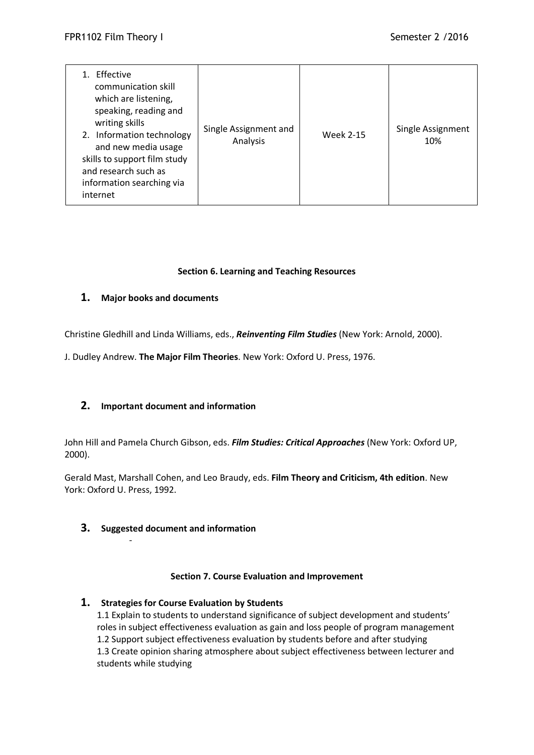| | | | |
|---|---|---|---|
| 1. Effective communication skill which are listening, speaking, reading and writing skills<br>2. Information technology and new media usage skills to support film study and research such as information searching via internet | Single Assignment and Analysis | Week 2-15 | Single Assignment 10% |

**Section 6. Learning and Teaching Resources**

## 1. Major books and documents

Christine Gledhill and Linda Williams, eds., ***Reinventing Film Studies*** (New York: Arnold, 2000).

J. Dudley Andrew. **The Major Film Theories**. New York: Oxford U. Press, 1976.

## 2. Important document and information

John Hill and Pamela Church Gibson, eds. ***Film Studies: Critical Approaches*** (New York: Oxford UP, 2000).

Gerald Mast, Marshall Cohen, and Leo Braudy, eds. **Film Theory and Criticism, 4th edition**. New York: Oxford U. Press, 1992.

## 3. Suggested document and information

-

**Section 7. Course Evaluation and Improvement**

## 1. Strategies for Course Evaluation by Students

1.1 Explain to students to understand significance of subject development and students' roles in subject effectiveness evaluation as gain and loss people of program management
1.2 Support subject effectiveness evaluation by students before and after studying
1.3 Create opinion sharing atmosphere about subject effectiveness between lecturer and students while studying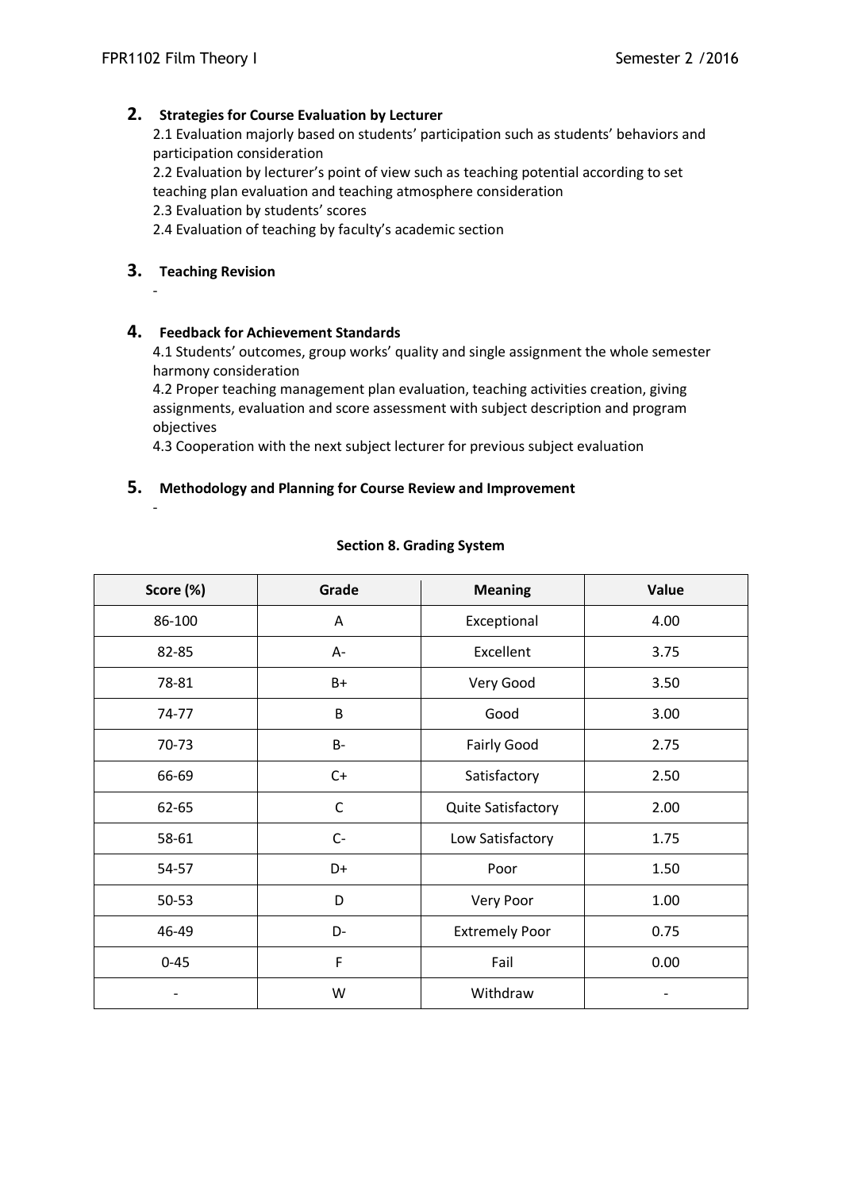## 2. Strategies for Course Evaluation by Lecturer

2.1 Evaluation majorly based on students' participation such as students' behaviors and participation consideration
2.2 Evaluation by lecturer's point of view such as teaching potential according to set teaching plan evaluation and teaching atmosphere consideration
2.3 Evaluation by students' scores
2.4 Evaluation of teaching by faculty's academic section

## 3. Teaching Revision

-

## 4. Feedback for Achievement Standards

4.1 Students' outcomes, group works' quality and single assignment the whole semester harmony consideration
4.2 Proper teaching management plan evaluation, teaching activities creation, giving assignments, evaluation and score assessment with subject description and program objectives
4.3 Cooperation with the next subject lecturer for previous subject evaluation

## 5. Methodology and Planning for Course Review and Improvement

-

**Section 8. Grading System**

| Score (%) | Grade | Meaning | Value |
|---|---|---|---|
| 86-100 | A | Exceptional | 4.00 |
| 82-85 | A- | Excellent | 3.75 |
| 78-81 | B+ | Very Good | 3.50 |
| 74-77 | B | Good | 3.00 |
| 70-73 | B- | Fairly Good | 2.75 |
| 66-69 | C+ | Satisfactory | 2.50 |
| 62-65 | C | Quite Satisfactory | 2.00 |
| 58-61 | C- | Low Satisfactory | 1.75 |
| 54-57 | D+ | Poor | 1.50 |
| 50-53 | D | Very Poor | 1.00 |
| 46-49 | D- | Extremely Poor | 0.75 |
| 0-45 | F | Fail | 0.00 |
| - | W | Withdraw | - |